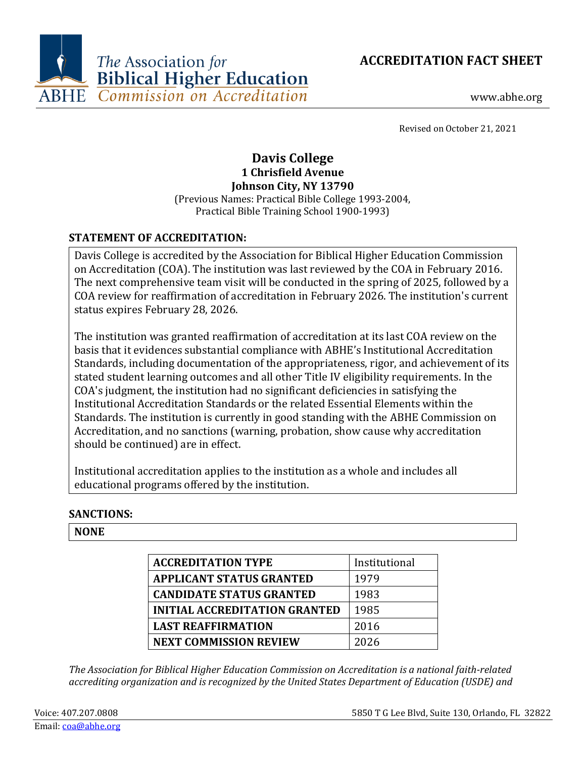The Association for Biblical Higher Education
ABHE Commission on Accreditation

# ACCREDITATION FACT SHEET

www.abhe.org

Revised on October 21, 2021

## Davis College
**1 Chrisfield Avenue**
**Johnson City, NY 13790**
(Previous Names: Practical Bible College 1993-2004,
Practical Bible Training School 1900-1993)

### STATEMENT OF ACCREDITATION:

Davis College is accredited by the Association for Biblical Higher Education Commission on Accreditation (COA). The institution was last reviewed by the COA in February 2016. The next comprehensive team visit will be conducted in the spring of 2025, followed by a COA review for reaffirmation of accreditation in February 2026. The institution's current status expires February 28, 2026.

The institution was granted reaffirmation of accreditation at its last COA review on the basis that it evidences substantial compliance with ABHE's Institutional Accreditation Standards, including documentation of the appropriateness, rigor, and achievement of its stated student learning outcomes and all other Title IV eligibility requirements. In the COA's judgment, the institution had no significant deficiencies in satisfying the Institutional Accreditation Standards or the related Essential Elements within the Standards. The institution is currently in good standing with the ABHE Commission on Accreditation, and no sanctions (warning, probation, show cause why accreditation should be continued) are in effect.

Institutional accreditation applies to the institution as a whole and includes all educational programs offered by the institution.

### SANCTIONS:

**NONE**

| | |
|---|---|
| **ACCREDITATION TYPE** | Institutional |
| **APPLICANT STATUS GRANTED** | 1979 |
| **CANDIDATE STATUS GRANTED** | 1983 |
| **INITIAL ACCREDITATION GRANTED** | 1985 |
| **LAST REAFFIRMATION** | 2016 |
| **NEXT COMMISSION REVIEW** | 2026 |

*The Association for Biblical Higher Education Commission on Accreditation is a national faith-related accrediting organization and is recognized by the United States Department of Education (USDE) and*

Voice: 407.207.0808
Email: coa@abhe.org
5850 T G Lee Blvd, Suite 130, Orlando, FL 32822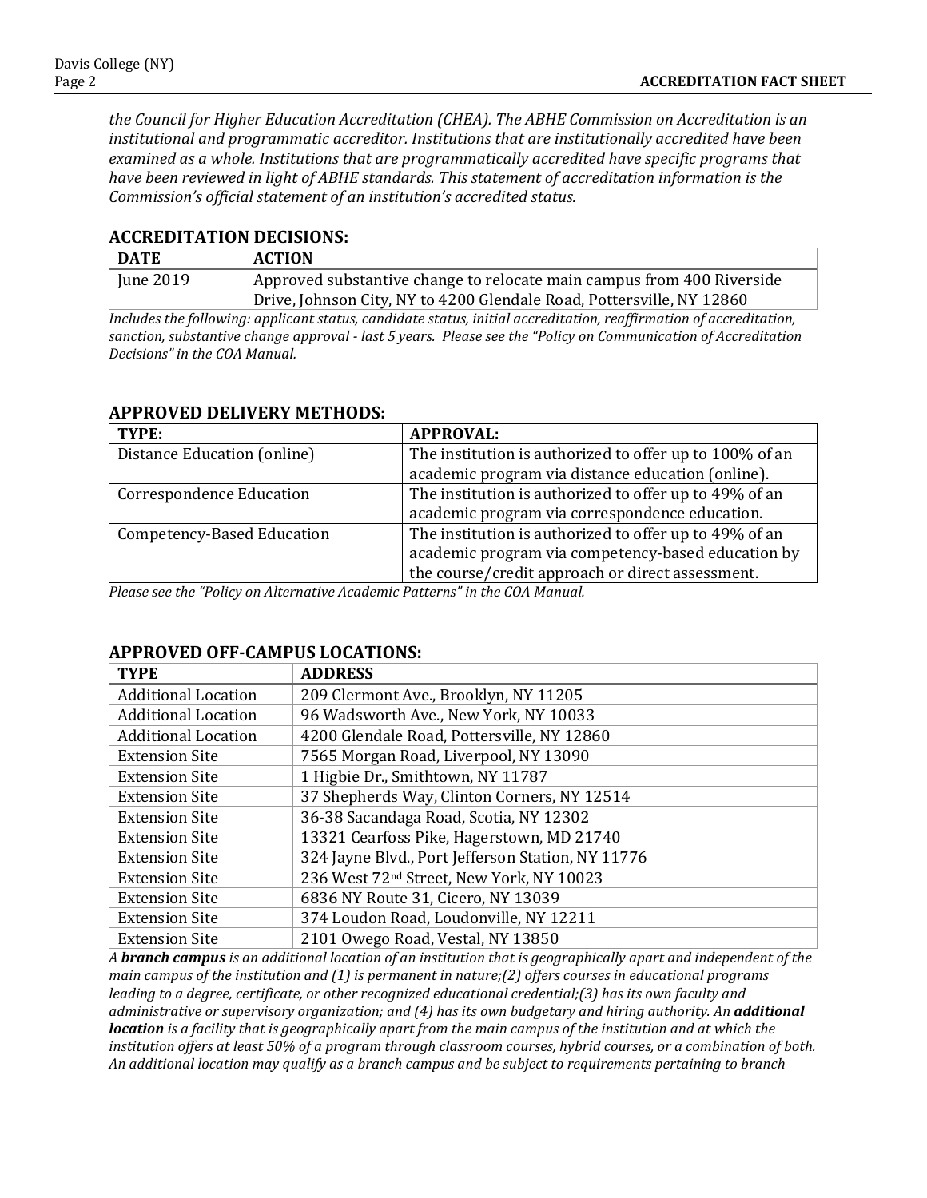*the Council for Higher Education Accreditation (CHEA). The ABHE Commission on Accreditation is an institutional and programmatic accreditor. Institutions that are institutionally accredited have been examined as a whole. Institutions that are programmatically accredited have specific programs that have been reviewed in light of ABHE standards. This statement of accreditation information is the Commission's official statement of an institution's accredited status.*

## ACCREDITATION DECISIONS:

| DATE | ACTION |
|---|---|
| June 2019 | Approved substantive change to relocate main campus from 400 Riverside Drive, Johnson City, NY to 4200 Glendale Road, Pottersville, NY 12860 |

*Includes the following: applicant status, candidate status, initial accreditation, reaffirmation of accreditation, sanction, substantive change approval - last 5 years. Please see the "Policy on Communication of Accreditation Decisions" in the COA Manual.*

## APPROVED DELIVERY METHODS:

| TYPE: | APPROVAL: |
|---|---|
| Distance Education (online) | The institution is authorized to offer up to 100% of an academic program via distance education (online). |
| Correspondence Education | The institution is authorized to offer up to 49% of an academic program via correspondence education. |
| Competency-Based Education | The institution is authorized to offer up to 49% of an academic program via competency-based education by the course/credit approach or direct assessment. |

*Please see the "Policy on Alternative Academic Patterns" in the COA Manual.*

## APPROVED OFF-CAMPUS LOCATIONS:

| TYPE | ADDRESS |
|---|---|
| Additional Location | 209 Clermont Ave., Brooklyn, NY 11205 |
| Additional Location | 96 Wadsworth Ave., New York, NY 10033 |
| Additional Location | 4200 Glendale Road, Pottersville, NY 12860 |
| Extension Site | 7565 Morgan Road, Liverpool, NY 13090 |
| Extension Site | 1 Higbie Dr., Smithtown, NY 11787 |
| Extension Site | 37 Shepherds Way, Clinton Corners, NY 12514 |
| Extension Site | 36-38 Sacandaga Road, Scotia, NY 12302 |
| Extension Site | 13321 Cearfoss Pike, Hagerstown, MD 21740 |
| Extension Site | 324 Jayne Blvd., Port Jefferson Station, NY 11776 |
| Extension Site | 236 West 72nd Street, New York, NY 10023 |
| Extension Site | 6836 NY Route 31, Cicero, NY 13039 |
| Extension Site | 374 Loudon Road, Loudonville, NY 12211 |
| Extension Site | 2101 Owego Road, Vestal, NY 13850 |

*A **branch campus** is an additional location of an institution that is geographically apart and independent of the main campus of the institution and (1) is permanent in nature;(2) offers courses in educational programs leading to a degree, certificate, or other recognized educational credential;(3) has its own faculty and administrative or supervisory organization; and (4) has its own budgetary and hiring authority. An **additional location** is a facility that is geographically apart from the main campus of the institution and at which the institution offers at least 50% of a program through classroom courses, hybrid courses, or a combination of both. An additional location may qualify as a branch campus and be subject to requirements pertaining to branch*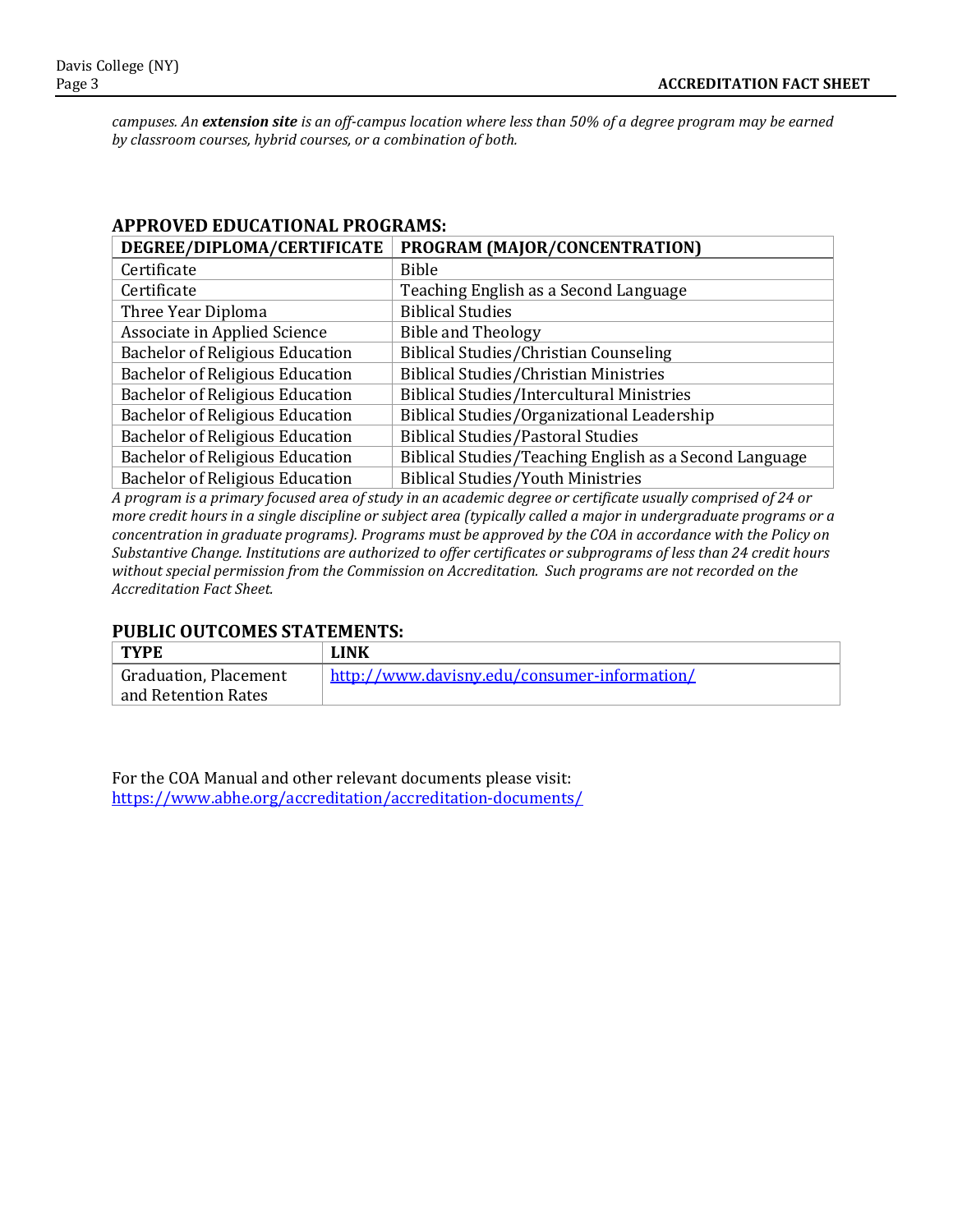*campuses. An **extension site** is an off-campus location where less than 50% of a degree program may be earned by classroom courses, hybrid courses, or a combination of both.*

## APPROVED EDUCATIONAL PROGRAMS:

| DEGREE/DIPLOMA/CERTIFICATE | PROGRAM (MAJOR/CONCENTRATION) |
|---|---|
| Certificate | Bible |
| Certificate | Teaching English as a Second Language |
| Three Year Diploma | Biblical Studies |
| Associate in Applied Science | Bible and Theology |
| Bachelor of Religious Education | Biblical Studies/Christian Counseling |
| Bachelor of Religious Education | Biblical Studies/Christian Ministries |
| Bachelor of Religious Education | Biblical Studies/Intercultural Ministries |
| Bachelor of Religious Education | Biblical Studies/Organizational Leadership |
| Bachelor of Religious Education | Biblical Studies/Pastoral Studies |
| Bachelor of Religious Education | Biblical Studies/Teaching English as a Second Language |
| Bachelor of Religious Education | Biblical Studies/Youth Ministries |

*A program is a primary focused area of study in an academic degree or certificate usually comprised of 24 or more credit hours in a single discipline or subject area (typically called a major in undergraduate programs or a concentration in graduate programs). Programs must be approved by the COA in accordance with the Policy on Substantive Change. Institutions are authorized to offer certificates or subprograms of less than 24 credit hours without special permission from the Commission on Accreditation. Such programs are not recorded on the Accreditation Fact Sheet.*

## PUBLIC OUTCOMES STATEMENTS:

| TYPE | LINK |
|---|---|
| Graduation, Placement and Retention Rates | http://www.davisny.edu/consumer-information/ |

For the COA Manual and other relevant documents please visit:
https://www.abhe.org/accreditation/accreditation-documents/